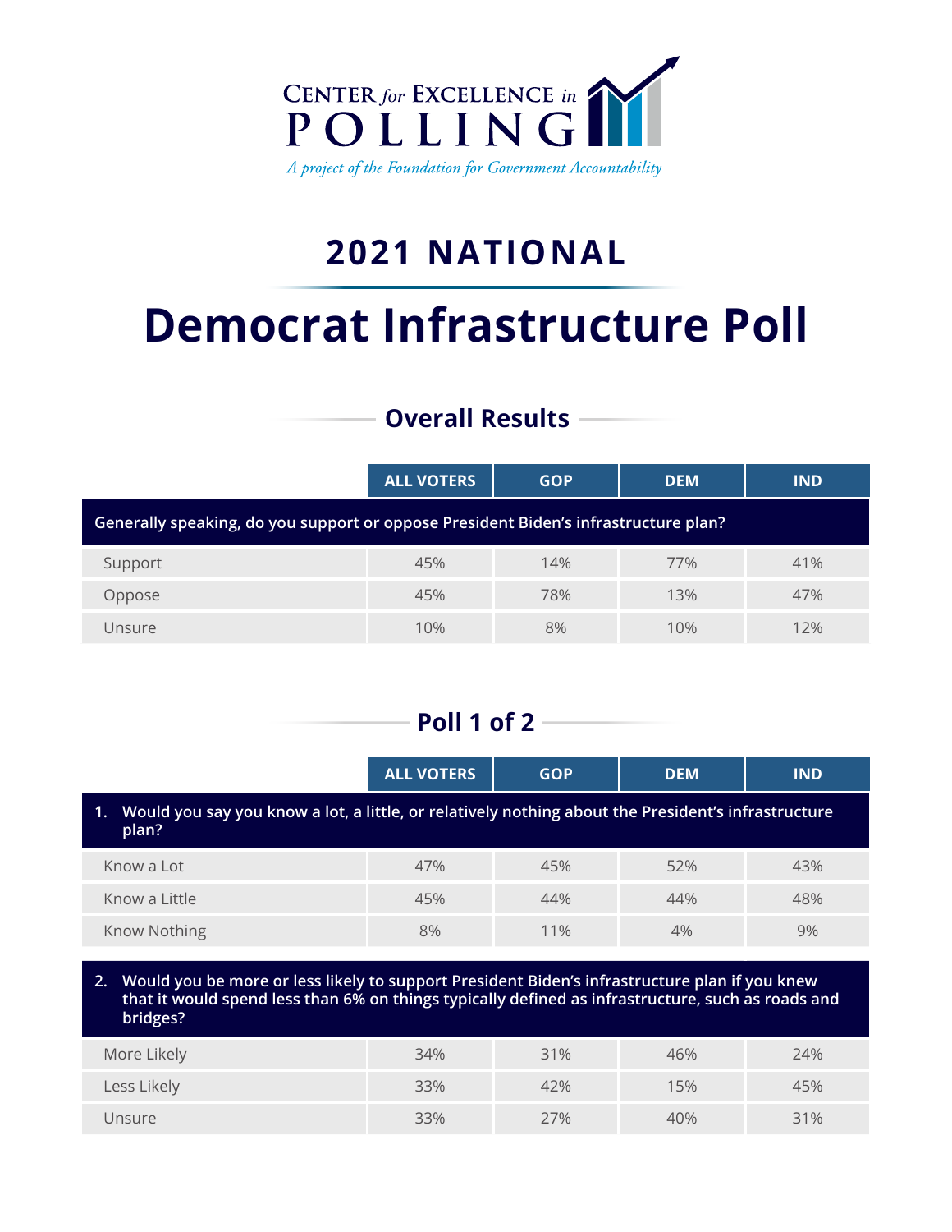CENTER *for* EXCELLENCE *in* POLLING

*A project of the Foundation for Government Accountability*

## 2021 NATIONAL

# Democrat Infrastructure Poll

### Overall Results

| | ALL VOTERS | GOP | DEM | IND |
|---|---|---|---|---|
| **Generally speaking, do you support or oppose President Biden's infrastructure plan?** | | | | |
| Support | 45% | 14% | 77% | 41% |
| Oppose | 45% | 78% | 13% | 47% |
| Unsure | 10% | 8% | 10% | 12% |

### Poll 1 of 2

| | ALL VOTERS | GOP | DEM | IND |
|---|---|---|---|---|
| **1. Would you say you know a lot, a little, or relatively nothing about the President's infrastructure plan?** | | | | |
| Know a Lot | 47% | 45% | 52% | 43% |
| Know a Little | 45% | 44% | 44% | 48% |
| Know Nothing | 8% | 11% | 4% | 9% |
| **2. Would you be more or less likely to support President Biden's infrastructure plan if you knew that it would spend less than 6% on things typically defined as infrastructure, such as roads and bridges?** | | | | |
| More Likely | 34% | 31% | 46% | 24% |
| Less Likely | 33% | 42% | 15% | 45% |
| Unsure | 33% | 27% | 40% | 31% |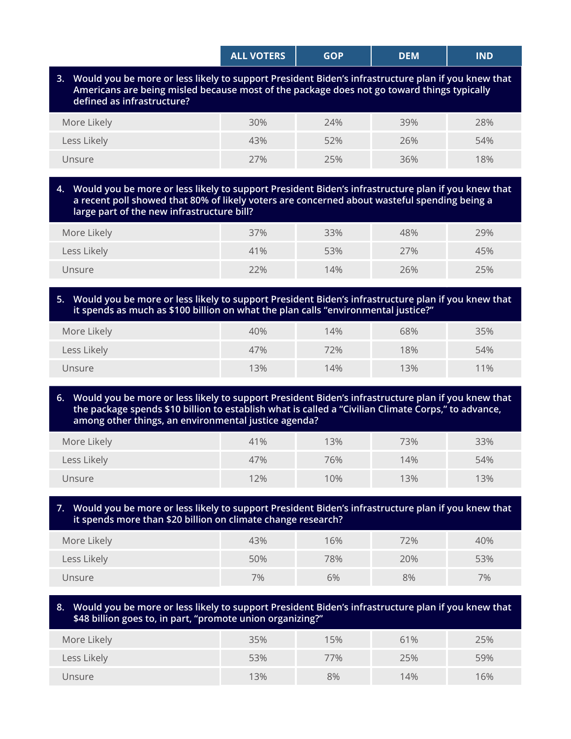| | ALL VOTERS | GOP | DEM | IND |
|---|---|---|---|---|
| **3. Would you be more or less likely to support President Biden's infrastructure plan if you knew that Americans are being misled because most of the package does not go toward things typically defined as infrastructure?** | | | | |
| More Likely | 30% | 24% | 39% | 28% |
| Less Likely | 43% | 52% | 26% | 54% |
| Unsure | 27% | 25% | 36% | 18% |
| **4. Would you be more or less likely to support President Biden's infrastructure plan if you knew that a recent poll showed that 80% of likely voters are concerned about wasteful spending being a large part of the new infrastructure bill?** | | | | |
| More Likely | 37% | 33% | 48% | 29% |
| Less Likely | 41% | 53% | 27% | 45% |
| Unsure | 22% | 14% | 26% | 25% |
| **5. Would you be more or less likely to support President Biden's infrastructure plan if you knew that it spends as much as $100 billion on what the plan calls "environmental justice?"** | | | | |
| More Likely | 40% | 14% | 68% | 35% |
| Less Likely | 47% | 72% | 18% | 54% |
| Unsure | 13% | 14% | 13% | 11% |
| **6. Would you be more or less likely to support President Biden's infrastructure plan if you knew that the package spends $10 billion to establish what is called a "Civilian Climate Corps," to advance, among other things, an environmental justice agenda?** | | | | |
| More Likely | 41% | 13% | 73% | 33% |
| Less Likely | 47% | 76% | 14% | 54% |
| Unsure | 12% | 10% | 13% | 13% |
| **7. Would you be more or less likely to support President Biden's infrastructure plan if you knew that it spends more than $20 billion on climate change research?** | | | | |
| More Likely | 43% | 16% | 72% | 40% |
| Less Likely | 50% | 78% | 20% | 53% |
| Unsure | 7% | 6% | 8% | 7% |
| **8. Would you be more or less likely to support President Biden's infrastructure plan if you knew that $48 billion goes to, in part, "promote union organizing?"** | | | | |
| More Likely | 35% | 15% | 61% | 25% |
| Less Likely | 53% | 77% | 25% | 59% |
| Unsure | 13% | 8% | 14% | 16% |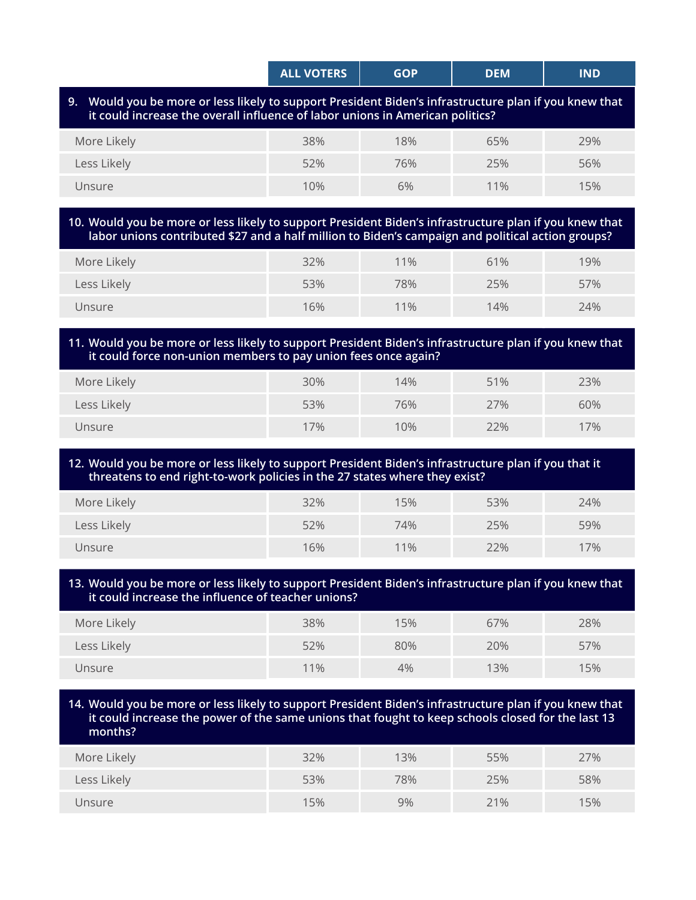| | ALL VOTERS | GOP | DEM | IND |
|---|---|---|---|---|
| **9. Would you be more or less likely to support President Biden's infrastructure plan if you knew that it could increase the overall influence of labor unions in American politics?** | | | | |
| More Likely | 38% | 18% | 65% | 29% |
| Less Likely | 52% | 76% | 25% | 56% |
| Unsure | 10% | 6% | 11% | 15% |
| **10. Would you be more or less likely to support President Biden's infrastructure plan if you knew that labor unions contributed $27 and a half million to Biden's campaign and political action groups?** | | | | |
| More Likely | 32% | 11% | 61% | 19% |
| Less Likely | 53% | 78% | 25% | 57% |
| Unsure | 16% | 11% | 14% | 24% |
| **11. Would you be more or less likely to support President Biden's infrastructure plan if you knew that it could force non-union members to pay union fees once again?** | | | | |
| More Likely | 30% | 14% | 51% | 23% |
| Less Likely | 53% | 76% | 27% | 60% |
| Unsure | 17% | 10% | 22% | 17% |
| **12. Would you be more or less likely to support President Biden's infrastructure plan if you that it threatens to end right-to-work policies in the 27 states where they exist?** | | | | |
| More Likely | 32% | 15% | 53% | 24% |
| Less Likely | 52% | 74% | 25% | 59% |
| Unsure | 16% | 11% | 22% | 17% |
| **13. Would you be more or less likely to support President Biden's infrastructure plan if you knew that it could increase the influence of teacher unions?** | | | | |
| More Likely | 38% | 15% | 67% | 28% |
| Less Likely | 52% | 80% | 20% | 57% |
| Unsure | 11% | 4% | 13% | 15% |
| **14. Would you be more or less likely to support President Biden's infrastructure plan if you knew that it could increase the power of the same unions that fought to keep schools closed for the last 13 months?** | | | | |
| More Likely | 32% | 13% | 55% | 27% |
| Less Likely | 53% | 78% | 25% | 58% |
| Unsure | 15% | 9% | 21% | 15% |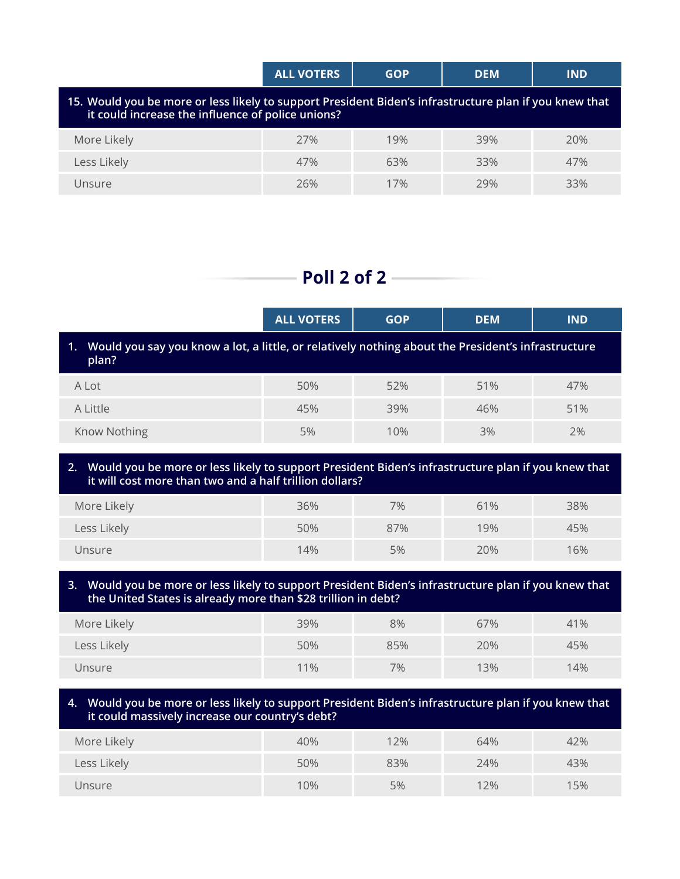| | ALL VOTERS | GOP | DEM | IND |
|---|---|---|---|---|
| **15. Would you be more or less likely to support President Biden's infrastructure plan if you knew that it could increase the influence of police unions?** | | | | |
| More Likely | 27% | 19% | 39% | 20% |
| Less Likely | 47% | 63% | 33% | 47% |
| Unsure | 26% | 17% | 29% | 33% |

## Poll 2 of 2

| | ALL VOTERS | GOP | DEM | IND |
|---|---|---|---|---|
| **1. Would you say you know a lot, a little, or relatively nothing about the President's infrastructure plan?** | | | | |
| A Lot | 50% | 52% | 51% | 47% |
| A Little | 45% | 39% | 46% | 51% |
| Know Nothing | 5% | 10% | 3% | 2% |
| **2. Would you be more or less likely to support President Biden's infrastructure plan if you knew that it will cost more than two and a half trillion dollars?** | | | | |
| More Likely | 36% | 7% | 61% | 38% |
| Less Likely | 50% | 87% | 19% | 45% |
| Unsure | 14% | 5% | 20% | 16% |
| **3. Would you be more or less likely to support President Biden's infrastructure plan if you knew that the United States is already more than $28 trillion in debt?** | | | | |
| More Likely | 39% | 8% | 67% | 41% |
| Less Likely | 50% | 85% | 20% | 45% |
| Unsure | 11% | 7% | 13% | 14% |
| **4. Would you be more or less likely to support President Biden's infrastructure plan if you knew that it could massively increase our country's debt?** | | | | |
| More Likely | 40% | 12% | 64% | 42% |
| Less Likely | 50% | 83% | 24% | 43% |
| Unsure | 10% | 5% | 12% | 15% |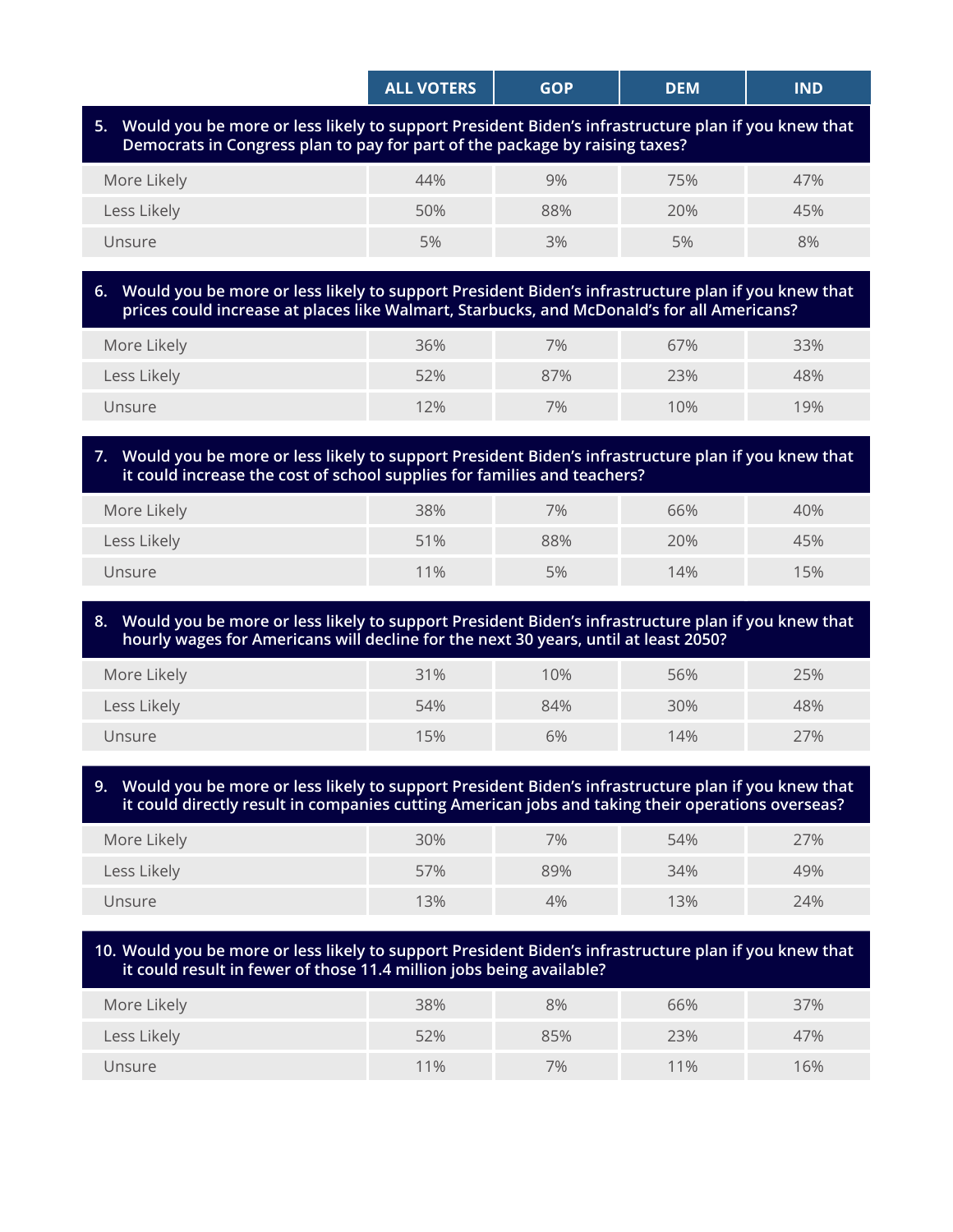| | ALL VOTERS | GOP | DEM | IND |
|---|---|---|---|---|
| **5. Would you be more or less likely to support President Biden's infrastructure plan if you knew that Democrats in Congress plan to pay for part of the package by raising taxes?** | | | | |
| More Likely | 44% | 9% | 75% | 47% |
| Less Likely | 50% | 88% | 20% | 45% |
| Unsure | 5% | 3% | 5% | 8% |
| **6. Would you be more or less likely to support President Biden's infrastructure plan if you knew that prices could increase at places like Walmart, Starbucks, and McDonald's for all Americans?** | | | | |
| More Likely | 36% | 7% | 67% | 33% |
| Less Likely | 52% | 87% | 23% | 48% |
| Unsure | 12% | 7% | 10% | 19% |
| **7. Would you be more or less likely to support President Biden's infrastructure plan if you knew that it could increase the cost of school supplies for families and teachers?** | | | | |
| More Likely | 38% | 7% | 66% | 40% |
| Less Likely | 51% | 88% | 20% | 45% |
| Unsure | 11% | 5% | 14% | 15% |
| **8. Would you be more or less likely to support President Biden's infrastructure plan if you knew that hourly wages for Americans will decline for the next 30 years, until at least 2050?** | | | | |
| More Likely | 31% | 10% | 56% | 25% |
| Less Likely | 54% | 84% | 30% | 48% |
| Unsure | 15% | 6% | 14% | 27% |
| **9. Would you be more or less likely to support President Biden's infrastructure plan if you knew that it could directly result in companies cutting American jobs and taking their operations overseas?** | | | | |
| More Likely | 30% | 7% | 54% | 27% |
| Less Likely | 57% | 89% | 34% | 49% |
| Unsure | 13% | 4% | 13% | 24% |
| **10. Would you be more or less likely to support President Biden's infrastructure plan if you knew that it could result in fewer of those 11.4 million jobs being available?** | | | | |
| More Likely | 38% | 8% | 66% | 37% |
| Less Likely | 52% | 85% | 23% | 47% |
| Unsure | 11% | 7% | 11% | 16% |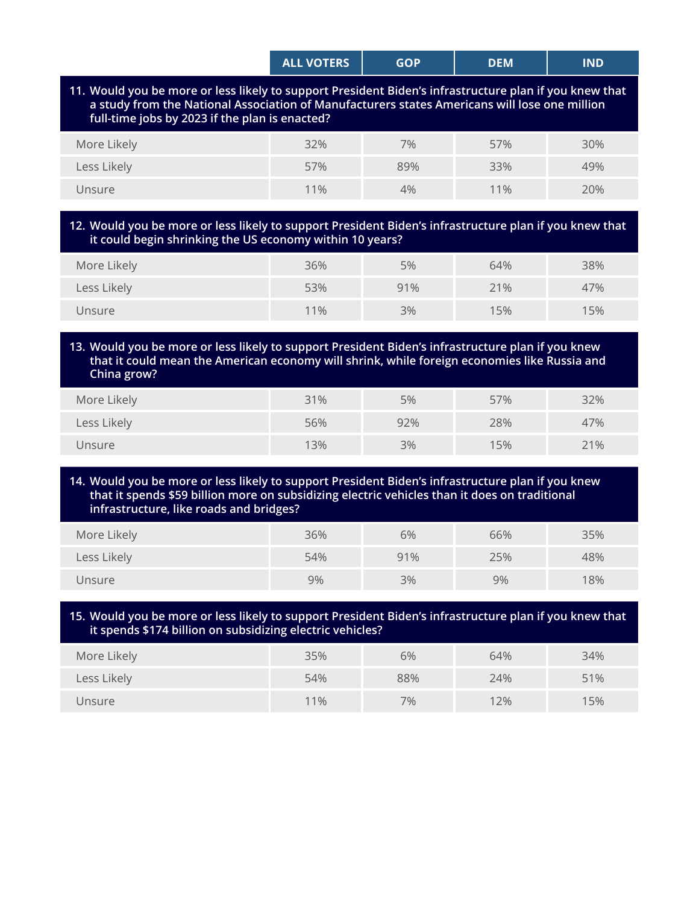| | ALL VOTERS | GOP | DEM | IND |
|---|---|---|---|---|
| **11. Would you be more or less likely to support President Biden's infrastructure plan if you knew that a study from the National Association of Manufacturers states Americans will lose one million full-time jobs by 2023 if the plan is enacted?** | | | | |
| More Likely | 32% | 7% | 57% | 30% |
| Less Likely | 57% | 89% | 33% | 49% |
| Unsure | 11% | 4% | 11% | 20% |

| | ALL VOTERS | GOP | DEM | IND |
|---|---|---|---|---|
| **12. Would you be more or less likely to support President Biden's infrastructure plan if you knew that it could begin shrinking the US economy within 10 years?** | | | | |
| More Likely | 36% | 5% | 64% | 38% |
| Less Likely | 53% | 91% | 21% | 47% |
| Unsure | 11% | 3% | 15% | 15% |

| | ALL VOTERS | GOP | DEM | IND |
|---|---|---|---|---|
| **13. Would you be more or less likely to support President Biden's infrastructure plan if you knew that it could mean the American economy will shrink, while foreign economies like Russia and China grow?** | | | | |
| More Likely | 31% | 5% | 57% | 32% |
| Less Likely | 56% | 92% | 28% | 47% |
| Unsure | 13% | 3% | 15% | 21% |

| | ALL VOTERS | GOP | DEM | IND |
|---|---|---|---|---|
| **14. Would you be more or less likely to support President Biden's infrastructure plan if you knew that it spends $59 billion more on subsidizing electric vehicles than it does on traditional infrastructure, like roads and bridges?** | | | | |
| More Likely | 36% | 6% | 66% | 35% |
| Less Likely | 54% | 91% | 25% | 48% |
| Unsure | 9% | 3% | 9% | 18% |

| | ALL VOTERS | GOP | DEM | IND |
|---|---|---|---|---|
| **15. Would you be more or less likely to support President Biden's infrastructure plan if you knew that it spends $174 billion on subsidizing electric vehicles?** | | | | |
| More Likely | 35% | 6% | 64% | 34% |
| Less Likely | 54% | 88% | 24% | 51% |
| Unsure | 11% | 7% | 12% | 15% |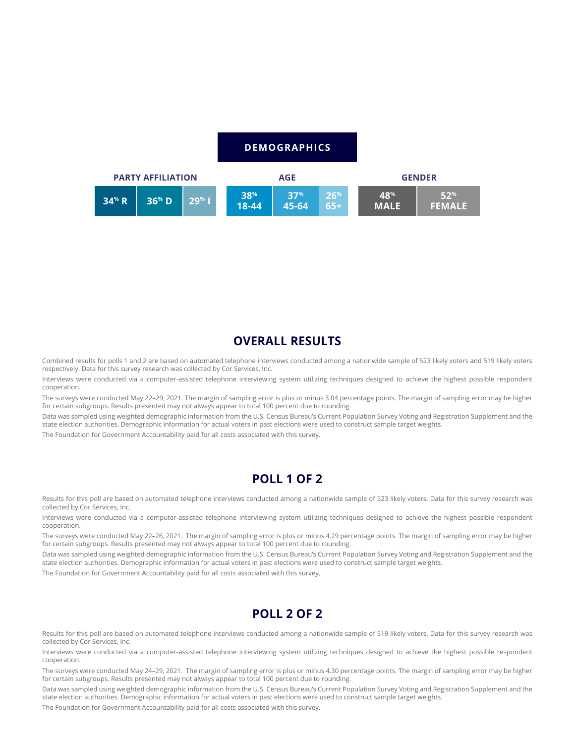## DEMOGRAPHICS

**PARTY AFFILIATION**

34% R
36% D
29% I

**AGE**

38% 18-44
37% 45-64
26% 65+

**GENDER**

48% MALE
52% FEMALE

## OVERALL RESULTS

Combined results for polls 1 and 2 are based on automated telephone interviews conducted among a nationwide sample of 523 likely voters and 519 likely voters respectively. Data for this survey research was collected by Cor Services, Inc.

Interviews were conducted via a computer-assisted telephone interviewing system utilizing techniques designed to achieve the highest possible respondent cooperation.

The surveys were conducted May 22–29, 2021. The margin of sampling error is plus or minus 3.04 percentage points. The margin of sampling error may be higher for certain subgroups. Results presented may not always appear to total 100 percent due to rounding.

Data was sampled using weighted demographic information from the U.S. Census Bureau's Current Population Survey Voting and Registration Supplement and the state election authorities. Demographic information for actual voters in past elections were used to construct sample target weights.

The Foundation for Government Accountability paid for all costs associated with this survey.

## POLL 1 OF 2

Results for this poll are based on automated telephone interviews conducted among a nationwide sample of 523 likely voters. Data for this survey research was collected by Cor Services, Inc.

Interviews were conducted via a computer-assisted telephone interviewing system utilizing techniques designed to achieve the highest possible respondent cooperation.

The surveys were conducted May 22–26, 2021. The margin of sampling error is plus or minus 4.29 percentage points. The margin of sampling error may be higher for certain subgroups. Results presented may not always appear to total 100 percent due to rounding.

Data was sampled using weighted demographic information from the U.S. Census Bureau's Current Population Survey Voting and Registration Supplement and the state election authorities. Demographic information for actual voters in past elections were used to construct sample target weights.

The Foundation for Government Accountability paid for all costs associated with this survey.

## POLL 2 OF 2

Results for this poll are based on automated telephone interviews conducted among a nationwide sample of 519 likely voters. Data for this survey research was collected by Cor Services, Inc.

Interviews were conducted via a computer-assisted telephone interviewing system utilizing techniques designed to achieve the highest possible respondent cooperation.

The surveys were conducted May 24–29, 2021. The margin of sampling error is plus or minus 4.30 percentage points. The margin of sampling error may be higher for certain subgroups. Results presented may not always appear to total 100 percent due to rounding.

Data was sampled using weighted demographic information from the U.S. Census Bureau's Current Population Survey Voting and Registration Supplement and the state election authorities. Demographic information for actual voters in past elections were used to construct sample target weights.

The Foundation for Government Accountability paid for all costs associated with this survey.